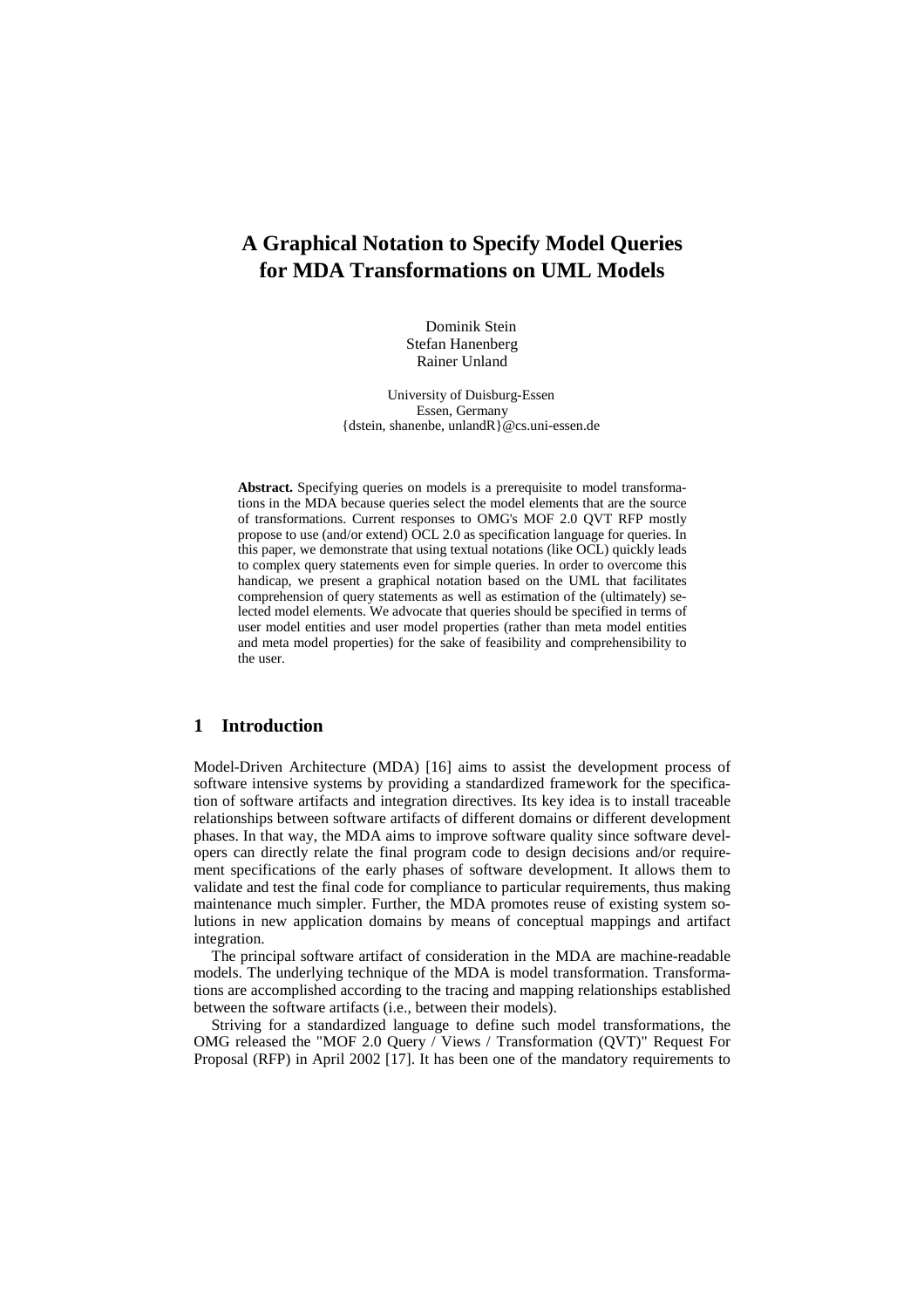# A Graphical Notation to Specify Model Queries for MDA Transformations on UML Models

Dominik Stein
Stefan Hanenberg
Rainer Unland

University of Duisburg-Essen
Essen, Germany
{dstein, shanenbe, unlandR}@cs.uni-essen.de

**Abstract.** Specifying queries on models is a prerequisite to model transformations in the MDA because queries select the model elements that are the source of transformations. Current responses to OMG's MOF 2.0 QVT RFP mostly propose to use (and/or extend) OCL 2.0 as specification language for queries. In this paper, we demonstrate that using textual notations (like OCL) quickly leads to complex query statements even for simple queries. In order to overcome this handicap, we present a graphical notation based on the UML that facilitates comprehension of query statements as well as estimation of the (ultimately) selected model elements. We advocate that queries should be specified in terms of user model entities and user model properties (rather than meta model entities and meta model properties) for the sake of feasibility and comprehensibility to the user.

## 1 Introduction

Model-Driven Architecture (MDA) [16] aims to assist the development process of software intensive systems by providing a standardized framework for the specification of software artifacts and integration directives. Its key idea is to install traceable relationships between software artifacts of different domains or different development phases. In that way, the MDA aims to improve software quality since software developers can directly relate the final program code to design decisions and/or requirement specifications of the early phases of software development. It allows them to validate and test the final code for compliance to particular requirements, thus making maintenance much simpler. Further, the MDA promotes reuse of existing system solutions in new application domains by means of conceptual mappings and artifact integration.

The principal software artifact of consideration in the MDA are machine-readable models. The underlying technique of the MDA is model transformation. Transformations are accomplished according to the tracing and mapping relationships established between the software artifacts (i.e., between their models).

Striving for a standardized language to define such model transformations, the OMG released the "MOF 2.0 Query / Views / Transformation (QVT)" Request For Proposal (RFP) in April 2002 [17]. It has been one of the mandatory requirements to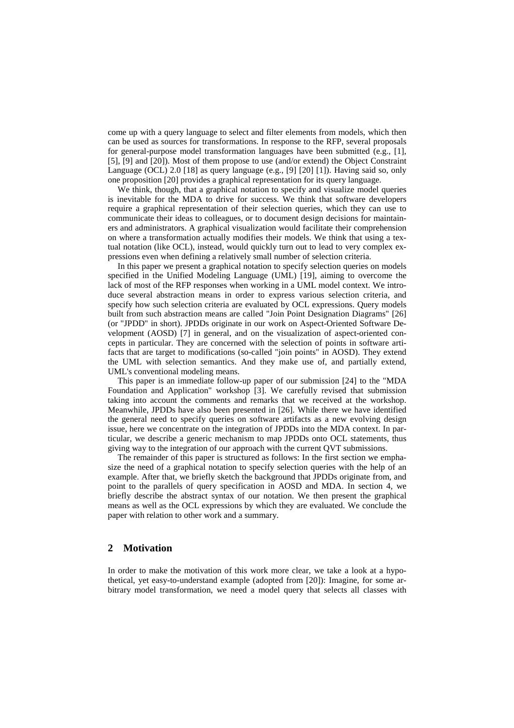come up with a query language to select and filter elements from models, which then can be used as sources for transformations. In response to the RFP, several proposals for general-purpose model transformation languages have been submitted (e.g., [1], [5], [9] and [20]). Most of them propose to use (and/or extend) the Object Constraint Language (OCL) 2.0 [18] as query language (e.g., [9] [20] [1]). Having said so, only one proposition [20] provides a graphical representation for its query language.

We think, though, that a graphical notation to specify and visualize model queries is inevitable for the MDA to drive for success. We think that software developers require a graphical representation of their selection queries, which they can use to communicate their ideas to colleagues, or to document design decisions for maintainers and administrators. A graphical visualization would facilitate their comprehension on where a transformation actually modifies their models. We think that using a textual notation (like OCL), instead, would quickly turn out to lead to very complex expressions even when defining a relatively small number of selection criteria.

In this paper we present a graphical notation to specify selection queries on models specified in the Unified Modeling Language (UML) [19], aiming to overcome the lack of most of the RFP responses when working in a UML model context. We introduce several abstraction means in order to express various selection criteria, and specify how such selection criteria are evaluated by OCL expressions. Query models built from such abstraction means are called "Join Point Designation Diagrams" [26] (or "JPDD" in short). JPDDs originate in our work on Aspect-Oriented Software Development (AOSD) [7] in general, and on the visualization of aspect-oriented concepts in particular. They are concerned with the selection of points in software artifacts that are target to modifications (so-called "join points" in AOSD). They extend the UML with selection semantics. And they make use of, and partially extend, UML's conventional modeling means.

This paper is an immediate follow-up paper of our submission [24] to the "MDA Foundation and Application" workshop [3]. We carefully revised that submission taking into account the comments and remarks that we received at the workshop. Meanwhile, JPDDs have also been presented in [26]. While there we have identified the general need to specify queries on software artifacts as a new evolving design issue, here we concentrate on the integration of JPDDs into the MDA context. In particular, we describe a generic mechanism to map JPDDs onto OCL statements, thus giving way to the integration of our approach with the current QVT submissions.

The remainder of this paper is structured as follows: In the first section we emphasize the need of a graphical notation to specify selection queries with the help of an example. After that, we briefly sketch the background that JPDDs originate from, and point to the parallels of query specification in AOSD and MDA. In section 4, we briefly describe the abstract syntax of our notation. We then present the graphical means as well as the OCL expressions by which they are evaluated. We conclude the paper with relation to other work and a summary.

## 2 Motivation

In order to make the motivation of this work more clear, we take a look at a hypothetical, yet easy-to-understand example (adopted from [20]): Imagine, for some arbitrary model transformation, we need a model query that selects all classes with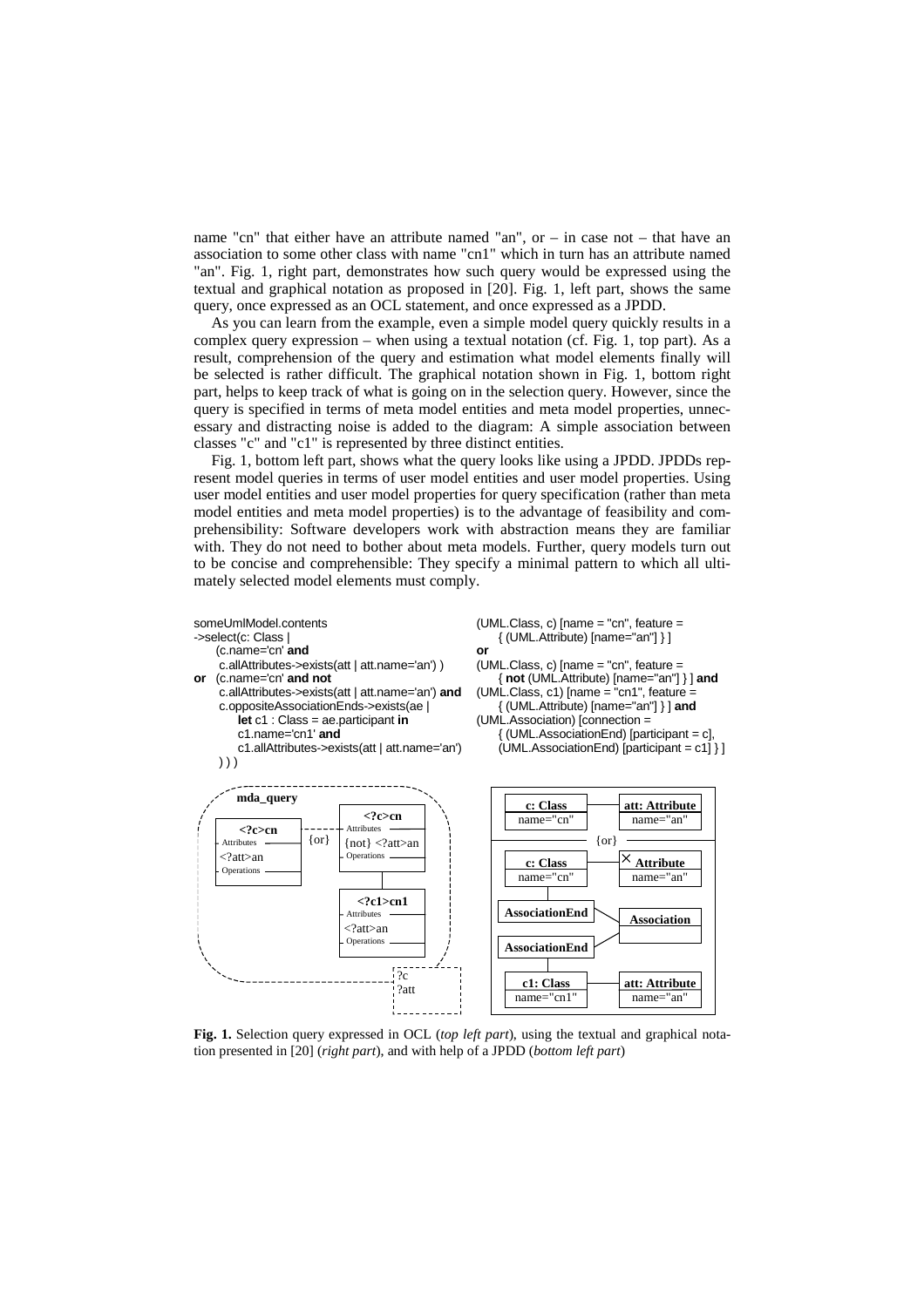name "cn" that either have an attribute named "an", or – in case not – that have an association to some other class with name "cn1" which in turn has an attribute named "an". Fig. 1, right part, demonstrates how such query would be expressed using the textual and graphical notation as proposed in [20]. Fig. 1, left part, shows the same query, once expressed as an OCL statement, and once expressed as a JPDD.

As you can learn from the example, even a simple model query quickly results in a complex query expression – when using a textual notation (cf. Fig. 1, top part). As a result, comprehension of the query and estimation what model elements finally will be selected is rather difficult. The graphical notation shown in Fig. 1, bottom right part, helps to keep track of what is going on in the selection query. However, since the query is specified in terms of meta model entities and meta model properties, unnecessary and distracting noise is added to the diagram: A simple association between classes "c" and "c1" is represented by three distinct entities.

Fig. 1, bottom left part, shows what the query looks like using a JPDD. JPDDs represent model queries in terms of user model entities and user model properties. Using user model entities and user model properties for query specification (rather than meta model entities and meta model properties) is to the advantage of feasibility and comprehensibility: Software developers work with abstraction means they are familiar with. They do not need to bother about meta models. Further, query models turn out to be concise and comprehensible: They specify a minimal pattern to which all ultimately selected model elements must comply.

```
someUmlModel.contents
->select(c: Class |
    (c.name='cn' and
     c.allAttributes->exists(att | att.name='an') )
or  (c.name='cn' and not
     c.allAttributes->exists(att | att.name='an') and
     c.oppositeAssociationEnds->exists(ae |
        let c1 : Class = ae.participant in
        c1.name='cn1' and
        c1.allAttributes->exists(att | att.name='an')
    ) ) )
```

```
(UML.Class, c) [name = "cn", feature =
    { (UML.Attribute) [name="an"] } ]
or
(UML.Class, c) [name = "cn", feature =
    { not (UML.Attribute) [name="an"] } ] and
(UML.Class, c1) [name = "cn1", feature =
    { (UML.Attribute) [name="an"] } ] and
(UML.Association) [connection =
    { (UML.AssociationEnd) [participant = c],
    (UML.AssociationEnd) [participant = c1] } ]
```

**Fig. 1.** Selection query expressed in OCL (*top left part*), using the textual and graphical notation presented in [20] (*right part*), and with help of a JPDD (*bottom left part*)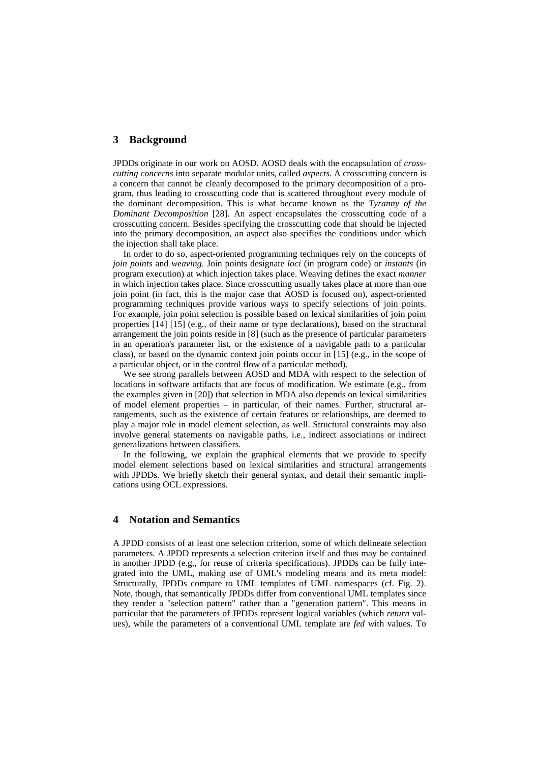## 3 Background

JPDDs originate in our work on AOSD. AOSD deals with the encapsulation of *crosscutting concerns* into separate modular units, called *aspects*. A crosscutting concern is a concern that cannot be cleanly decomposed to the primary decomposition of a program, thus leading to crosscutting code that is scattered throughout every module of the dominant decomposition. This is what became known as the *Tyranny of the Dominant Decomposition* [28]. An aspect encapsulates the crosscutting code of a crosscutting concern. Besides specifying the crosscutting code that should be injected into the primary decomposition, an aspect also specifies the conditions under which the injection shall take place.

In order to do so, aspect-oriented programming techniques rely on the concepts of *join points* and *weaving*. Join points designate *loci* (in program code) or *instants* (in program execution) at which injection takes place. Weaving defines the exact *manner* in which injection takes place. Since crosscutting usually takes place at more than one join point (in fact, this is the major case that AOSD is focused on), aspect-oriented programming techniques provide various ways to specify selections of join points. For example, join point selection is possible based on lexical similarities of join point properties [14] [15] (e.g., of their name or type declarations), based on the structural arrangement the join points reside in [8] (such as the presence of particular parameters in an operation's parameter list, or the existence of a navigable path to a particular class), or based on the dynamic context join points occur in [15] (e.g., in the scope of a particular object, or in the control flow of a particular method).

We see strong parallels between AOSD and MDA with respect to the selection of locations in software artifacts that are focus of modification. We estimate (e.g., from the examples given in [20]) that selection in MDA also depends on lexical similarities of model element properties – in particular, of their names. Further, structural arrangements, such as the existence of certain features or relationships, are deemed to play a major role in model element selection, as well. Structural constraints may also involve general statements on navigable paths, i.e., indirect associations or indirect generalizations between classifiers.

In the following, we explain the graphical elements that we provide to specify model element selections based on lexical similarities and structural arrangements with JPDDs. We briefly sketch their general syntax, and detail their semantic implications using OCL expressions.

## 4 Notation and Semantics

A JPDD consists of at least one selection criterion, some of which delineate selection parameters. A JPDD represents a selection criterion itself and thus may be contained in another JPDD (e.g., for reuse of criteria specifications). JPDDs can be fully integrated into the UML, making use of UML's modeling means and its meta model: Structurally, JPDDs compare to UML templates of UML namespaces (cf. Fig. 2). Note, though, that semantically JPDDs differ from conventional UML templates since they render a "selection pattern" rather than a "generation pattern". This means in particular that the parameters of JPDDs represent logical variables (which *return* values), while the parameters of a conventional UML template are *fed* with values. To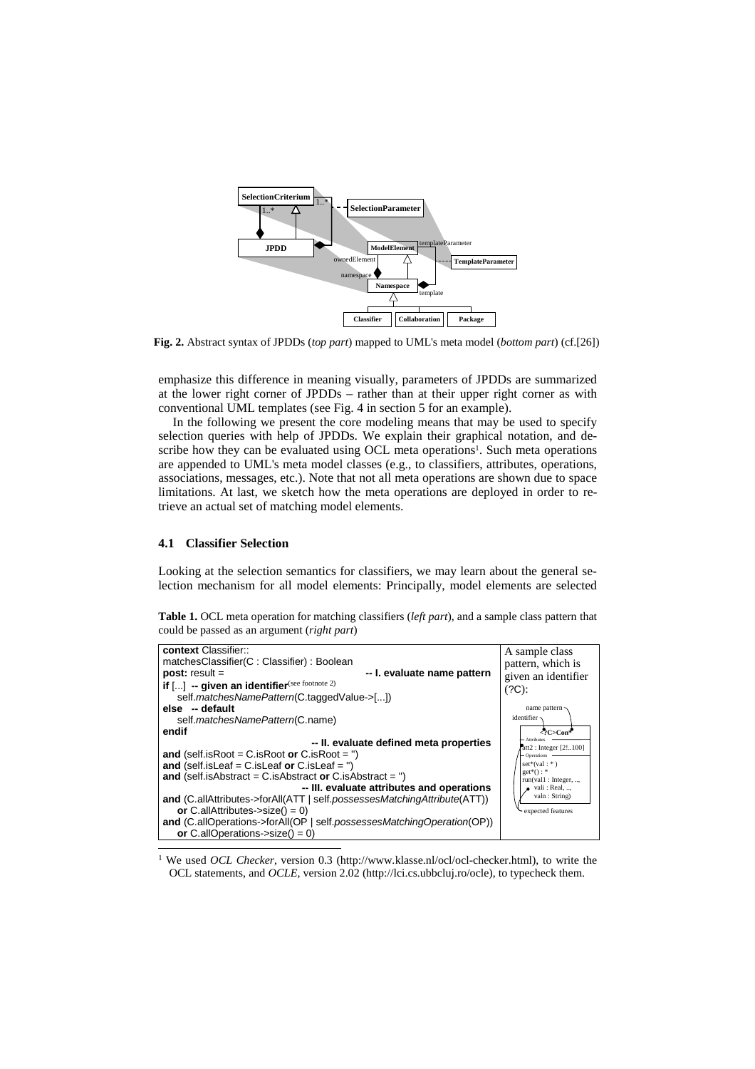**Fig. 2.** Abstract syntax of JPDDs (*top part*) mapped to UML's meta model (*bottom part*) (cf.[26])

emphasize this difference in meaning visually, parameters of JPDDs are summarized at the lower right corner of JPDDs – rather than at their upper right corner as with conventional UML templates (see Fig. 4 in section 5 for an example).

In the following we present the core modeling means that may be used to specify selection queries with help of JPDDs. We explain their graphical notation, and describe how they can be evaluated using OCL meta operations[1]. Such meta operations are appended to UML's meta model classes (e.g., to classifiers, attributes, operations, associations, messages, etc.). Note that not all meta operations are shown due to space limitations. At last, we sketch how the meta operations are deployed in order to retrieve an actual set of matching model elements.

### 4.1 Classifier Selection

Looking at the selection semantics for classifiers, we may learn about the general selection mechanism for all model elements: Principally, model elements are selected

**Table 1.** OCL meta operation for matching classifiers (*left part*), and a sample class pattern that could be passed as an argument (*right part*)

| OCL meta operation | Sample class pattern |
|---|---|
| **context** Classifier::<br>matchesClassifier(C : Classifier) : Boolean<br>**post:** result = **-- I. evaluate name pattern**<br>**if** [...] **-- given an identifier**(see footnote 2)<br>self.*matchesNamePattern*(C.taggedValue->[...])<br>**else -- default**<br>self.*matchesNamePattern*(C.name)<br>**endif**<br>**-- II. evaluate defined meta properties**<br>**and** (self.isRoot = C.isRoot **or** C.isRoot = '')<br>**and** (self.isLeaf = C.isLeaf **or** C.isLeaf = '')<br>**and** (self.isAbstract = C.isAbstract **or** C.isAbstract = '')<br>**-- III. evaluate attributes and operations**<br>**and** (C.allAttributes->forAll(ATT \| self.*possessesMatchingAttribute*(ATT))<br>**or** C.allAttributes->size() = 0)<br>**and** (C.allOperations->forAll(OP \| self.*possessesMatchingOperation*(OP))<br>**or** C.allOperations->size() = 0) | A sample class pattern, which is given an identifier (?C):<br>name pattern, identifier<br><?C>Con*<br>Attributes: att2 : Integer [2!..100]<br>Operations: set*(val : * ) get*() : * run(val1 : Integer, .., vali : Real, .., valn : String)<br>expected features |

[1] We used *OCL Checker*, version 0.3 (http://www.klasse.nl/ocl/ocl-checker.html), to write the OCL statements, and *OCLE*, version 2.02 (http://lci.cs.ubbcluj.ro/ocle), to typecheck them.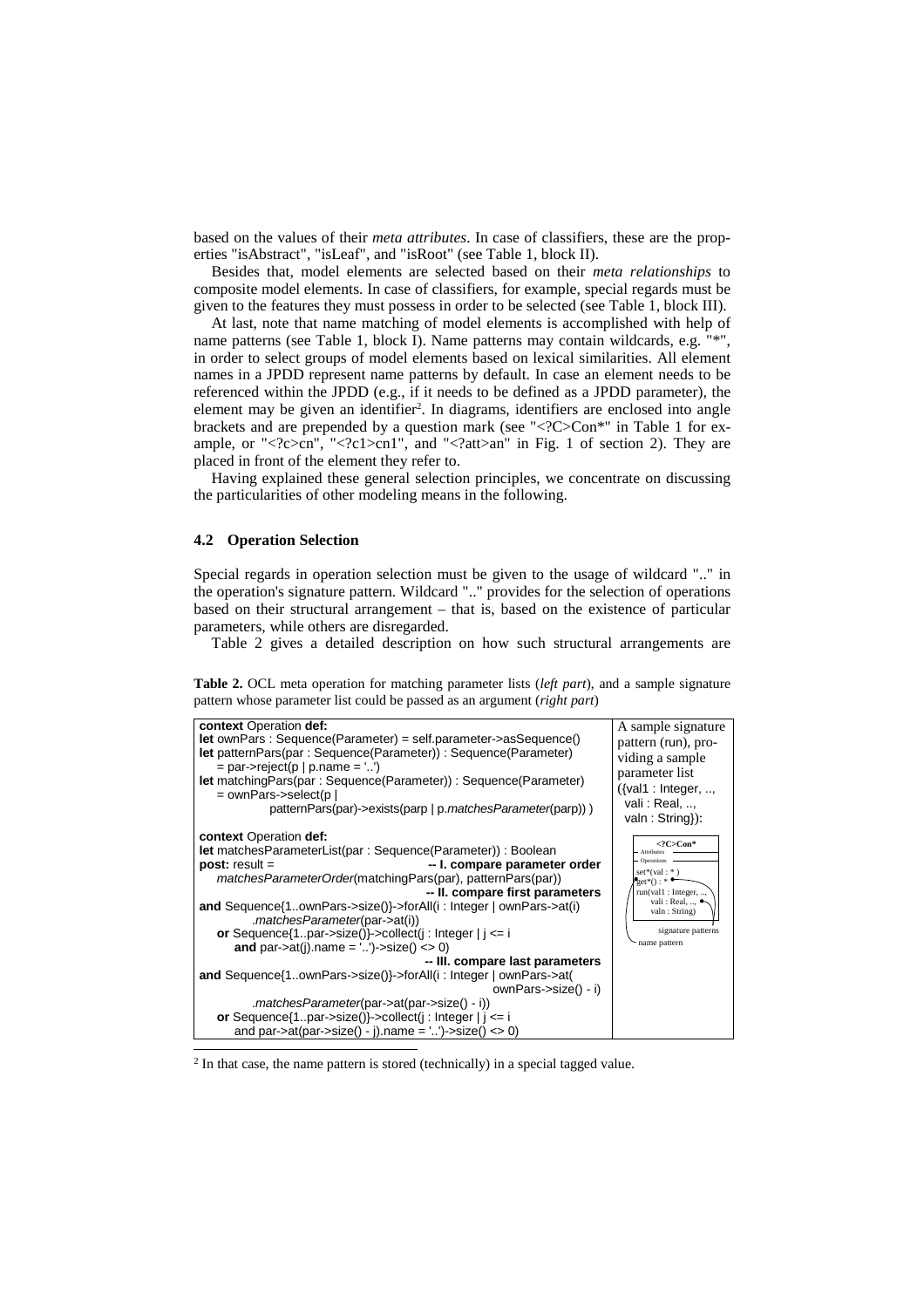based on the values of their *meta attributes*. In case of classifiers, these are the properties "isAbstract", "isLeaf", and "isRoot" (see Table 1, block II).

Besides that, model elements are selected based on their *meta relationships* to composite model elements. In case of classifiers, for example, special regards must be given to the features they must possess in order to be selected (see Table 1, block III).

At last, note that name matching of model elements is accomplished with help of name patterns (see Table 1, block I). Name patterns may contain wildcards, e.g. "*", in order to select groups of model elements based on lexical similarities. All element names in a JPDD represent name patterns by default. In case an element needs to be referenced within the JPDD (e.g., if it needs to be defined as a JPDD parameter), the element may be given an identifier[2]. In diagrams, identifiers are enclosed into angle brackets and are prepended by a question mark (see "<?C>Con*" in Table 1 for example, or "<?c>cn", "<?c1>cn1", and "<?att>an" in Fig. 1 of section 2). They are placed in front of the element they refer to.

Having explained these general selection principles, we concentrate on discussing the particularities of other modeling means in the following.

### 4.2 Operation Selection

Special regards in operation selection must be given to the usage of wildcard ".." in the operation's signature pattern. Wildcard ".." provides for the selection of operations based on their structural arrangement – that is, based on the existence of particular parameters, while others are disregarded.

Table 2 gives a detailed description on how such structural arrangements are

**Table 2.** OCL meta operation for matching parameter lists (*left part*), and a sample signature pattern whose parameter list could be passed as an argument (*right part*)

```
context Operation def:
let ownPars : Sequence(Parameter) = self.parameter->asSequence()
let patternPars(par : Sequence(Parameter)) : Sequence(Parameter)
   = par->reject(p | p.name = '..')
let matchingPars(par : Sequence(Parameter)) : Sequence(Parameter)
   = ownPars->select(p |
           patternPars(par)->exists(parp | p.matchesParameter(parp)) )

context Operation def:
let matchesParameterList(par : Sequence(Parameter)) : Boolean
post: result =                              -- I. compare parameter order
   matchesParameterOrder(matchingPars(par), patternPars(par))
                                             -- II. compare first parameters
and Sequence{1..ownPars->size()}->forAll(i : Integer | ownPars->at(i)
         .matchesParameter(par->at(i))
   or Sequence{1..par->size()}->collect(j : Integer | j <= i
      and par->at(j).name = '..')->size() <> 0)
                                             -- III. compare last parameters
and Sequence{1..ownPars->size()}->forAll(i : Integer | ownPars->at(
                                                   ownPars->size() - i)
         .matchesParameter(par->at(par->size() - i))
   or Sequence{1..par->size()}->collect(j : Integer | j <= i
      and par->at(par->size() - j).name = '..')->size() <> 0)
```

A sample signature pattern (run), providing a sample parameter list ({val1 : Integer, .., vali : Real, .., valn : String}):

```
<?C>Con*
Attributes
Operations
set*(val : * )
get*() : *
run(val1 : Integer, ..,
    vali : Real, ..,
    valn : String)
```
(labels: signature patterns; name pattern)

[2] In that case, the name pattern is stored (technically) in a special tagged value.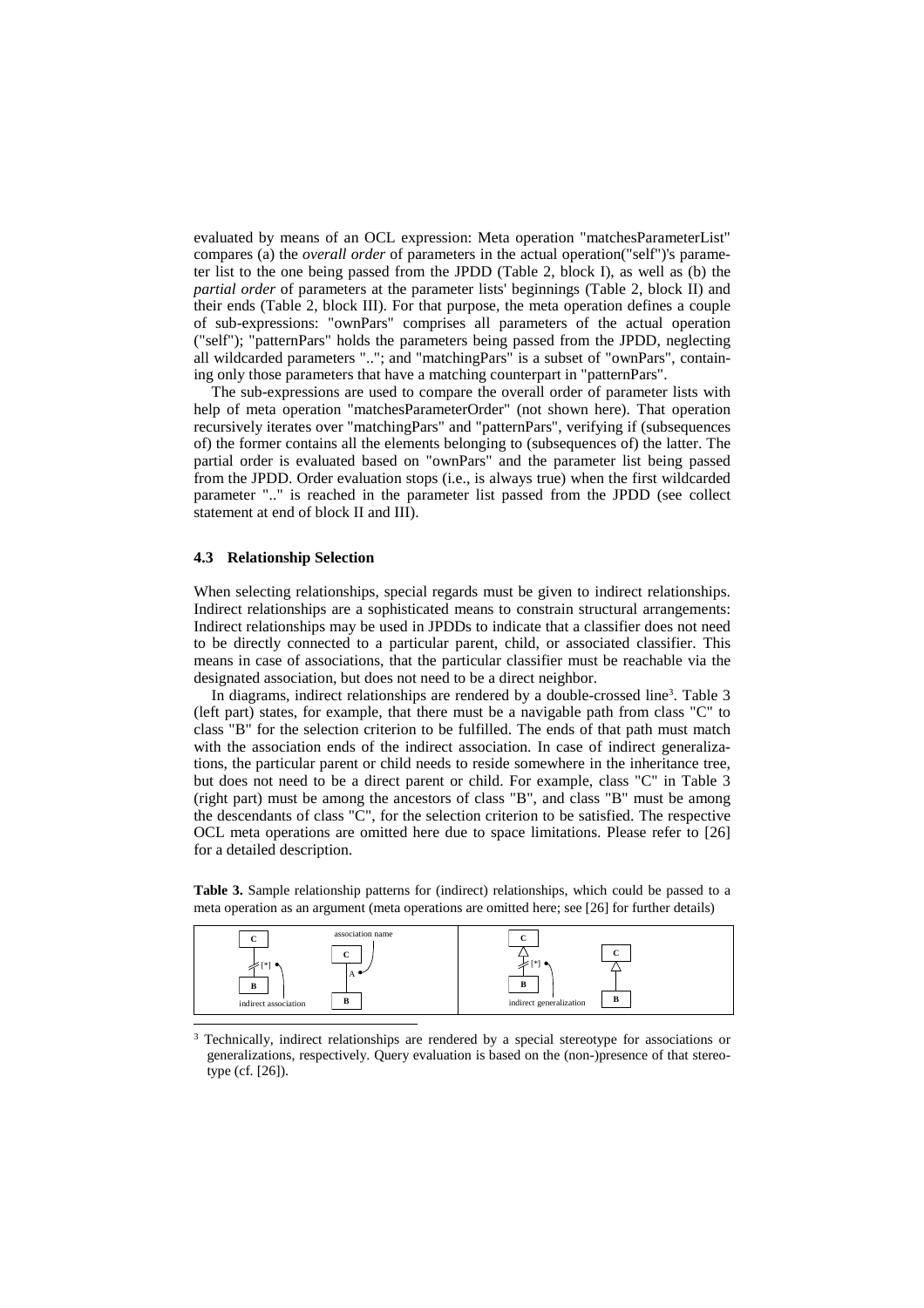evaluated by means of an OCL expression: Meta operation "matchesParameterList" compares (a) the *overall order* of parameters in the actual operation("self")'s parameter list to the one being passed from the JPDD (Table 2, block I), as well as (b) the *partial order* of parameters at the parameter lists' beginnings (Table 2, block II) and their ends (Table 2, block III). For that purpose, the meta operation defines a couple of sub-expressions: "ownPars" comprises all parameters of the actual operation ("self"); "patternPars" holds the parameters being passed from the JPDD, neglecting all wildcarded parameters ".."; and "matchingPars" is a subset of "ownPars", containing only those parameters that have a matching counterpart in "patternPars".

The sub-expressions are used to compare the overall order of parameter lists with help of meta operation "matchesParameterOrder" (not shown here). That operation recursively iterates over "matchingPars" and "patternPars", verifying if (subsequences of) the former contains all the elements belonging to (subsequences of) the latter. The partial order is evaluated based on "ownPars" and the parameter list being passed from the JPDD. Order evaluation stops (i.e., is always true) when the first wildcarded parameter ".." is reached in the parameter list passed from the JPDD (see collect statement at end of block II and III).

### 4.3 Relationship Selection

When selecting relationships, special regards must be given to indirect relationships. Indirect relationships are a sophisticated means to constrain structural arrangements: Indirect relationships may be used in JPDDs to indicate that a classifier does not need to be directly connected to a particular parent, child, or associated classifier. This means in case of associations, that the particular classifier must be reachable via the designated association, but does not need to be a direct neighbor.

In diagrams, indirect relationships are rendered by a double-crossed line[3]. Table 3 (left part) states, for example, that there must be a navigable path from class "C" to class "B" for the selection criterion to be fulfilled. The ends of that path must match with the association ends of the indirect association. In case of indirect generalizations, the particular parent or child needs to reside somewhere in the inheritance tree, but does not need to be a direct parent or child. For example, class "C" in Table 3 (right part) must be among the ancestors of class "B", and class "B" must be among the descendants of class "C", for the selection criterion to be satisfied. The respective OCL meta operations are omitted here due to space limitations. Please refer to [26] for a detailed description.

**Table 3.** Sample relationship patterns for (indirect) relationships, which could be passed to a meta operation as an argument (meta operations are omitted here; see [26] for further details)

C

[*]

B

indirect association

association name

C

A

B

C

[*]

B

indirect generalization

C

B

[3] Technically, indirect relationships are rendered by a special stereotype for associations or generalizations, respectively. Query evaluation is based on the (non-)presence of that stereotype (cf. [26]).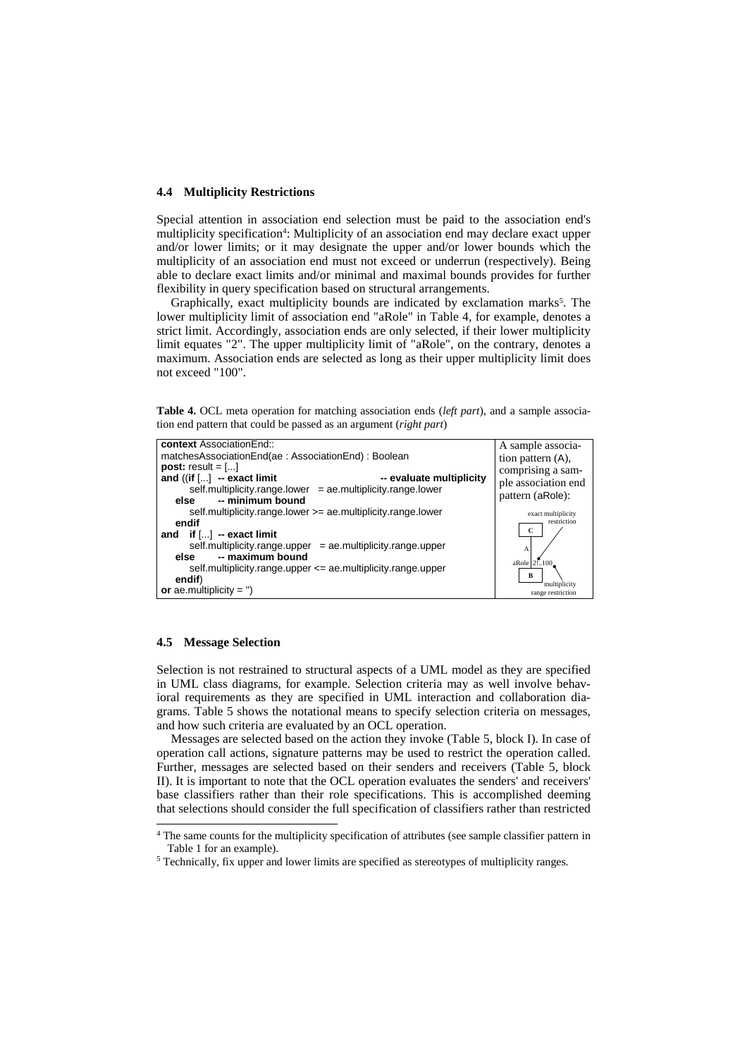### 4.4 Multiplicity Restrictions

Special attention in association end selection must be paid to the association end's multiplicity specification[4]: Multiplicity of an association end may declare exact upper and/or lower limits; or it may designate the upper and/or lower bounds which the multiplicity of an association end must not exceed or underrun (respectively). Being able to declare exact limits and/or minimal and maximal bounds provides for further flexibility in query specification based on structural arrangements.

Graphically, exact multiplicity bounds are indicated by exclamation marks[5]. The lower multiplicity limit of association end "aRole" in Table 4, for example, denotes a strict limit. Accordingly, association ends are only selected, if their lower multiplicity limit equates "2". The upper multiplicity limit of "aRole", on the contrary, denotes a maximum. Association ends are selected as long as their upper multiplicity limit does not exceed "100".

**Table 4.** OCL meta operation for matching association ends (*left part*), and a sample association end pattern that could be passed as an argument (*right part*)

```
context AssociationEnd::
matchesAssociationEnd(ae : AssociationEnd) : Boolean
post: result = [...]
and ((if [...] -- exact limit                        -- evaluate multiplicity
        self.multiplicity.range.lower  = ae.multiplicity.range.lower
    else    -- minimum bound
        self.multiplicity.range.lower >= ae.multiplicity.range.lower
    endif
and  if [...] -- exact limit
        self.multiplicity.range.upper  = ae.multiplicity.range.upper
    else    -- maximum bound
        self.multiplicity.range.upper <= ae.multiplicity.range.upper
    endif)
or ae.multiplicity = '')
```

A sample association pattern (A), comprising a sample association end pattern (aRole):

(Diagram: classes C and B connected by association A; association end aRole with multiplicity 2!..100; labels "exact multiplicity restriction" and "multiplicity range restriction")

### 4.5 Message Selection

Selection is not restrained to structural aspects of a UML model as they are specified in UML class diagrams, for example. Selection criteria may as well involve behavioral requirements as they are specified in UML interaction and collaboration diagrams. Table 5 shows the notational means to specify selection criteria on messages, and how such criteria are evaluated by an OCL operation.

Messages are selected based on the action they invoke (Table 5, block I). In case of operation call actions, signature patterns may be used to restrict the operation called. Further, messages are selected based on their senders and receivers (Table 5, block II). It is important to note that the OCL operation evaluates the senders' and receivers' base classifiers rather than their role specifications. This is accomplished deeming that selections should consider the full specification of classifiers rather than restricted

[4] The same counts for the multiplicity specification of attributes (see sample classifier pattern in Table 1 for an example).

[5] Technically, fix upper and lower limits are specified as stereotypes of multiplicity ranges.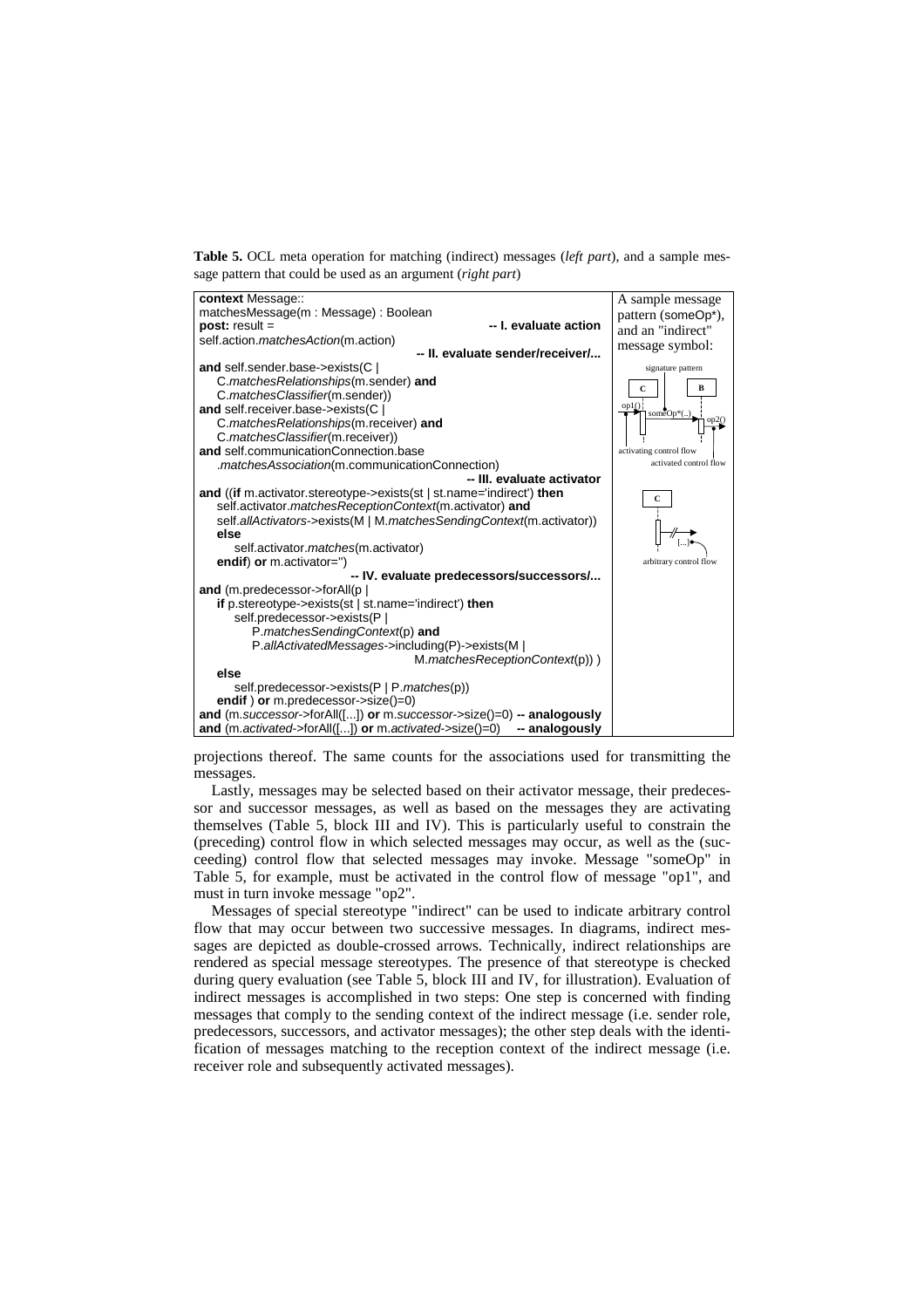**Table 5.** OCL meta operation for matching (indirect) messages (*left part*), and a sample message pattern that could be used as an argument (*right part*)

| OCL meta operation | Sample message pattern |
|---|---|
| **context** Message::<br>matchesMessage(m : Message) : Boolean<br>**post:** result = **-- I. evaluate action**<br>self.action.*matchesAction*(m.action)<br>**-- II. evaluate sender/receiver/...**<br>**and** self.sender.base->exists(C \|<br>C.*matchesRelationships*(m.sender) **and**<br>C.*matchesClassifier*(m.sender))<br>**and** self.receiver.base->exists(C \|<br>C.*matchesRelationships*(m.receiver) **and**<br>C.*matchesClassifier*(m.receiver))<br>**and** self.communicationConnection.base<br>.*matchesAssociation*(m.communicationConnection)<br>**-- III. evaluate activator**<br>**and** ((**if** m.activator.stereotype->exists(st \| st.name='indirect') **then**<br>self.activator.*matchesReceptionContext*(m.activator) **and**<br>self.*allActivators*->exists(M \| M.*matchesSendingContext*(m.activator))<br>**else**<br>self.activator.*matches*(m.activator)<br>**endif**) **or** m.activator='')<br>**-- IV. evaluate predecessors/successors/...**<br>**and** (m.predecessor->forAll(p \|<br>**if** p.stereotype->exists(st \| st.name='indirect') **then**<br>self.predecessor->exists(P \|<br>P.*matchesSendingContext*(p) **and**<br>P.*allActivatedMessages*->including(P)->exists(M \|<br>M.*matchesReceptionContext*(p)) )<br>**else**<br>self.predecessor->exists(P \| P.*matches*(p))<br>**endif** ) **or** m.predecessor->size()=0)<br>**and** (m.*successor*->forAll([...]) **or** m.*successor*->size()=0) **-- analogously**<br>**and** (m.*activated*->forAll([...]) **or** m.*activated*->size()=0) **-- analogously** | A sample message pattern (someOp*), and an "indirect" message symbol:<br>signature pattern<br>C B<br>op1() someOp*(..) op2()<br>activating control flow<br>activated control flow<br>C<br>[...]<br>arbitrary control flow |

projections thereof. The same counts for the associations used for transmitting the messages.

Lastly, messages may be selected based on their activator message, their predecessor and successor messages, as well as based on the messages they are activating themselves (Table 5, block III and IV). This is particularly useful to constrain the (preceding) control flow in which selected messages may occur, as well as the (succeeding) control flow that selected messages may invoke. Message "someOp" in Table 5, for example, must be activated in the control flow of message "op1", and must in turn invoke message "op2".

Messages of special stereotype "indirect" can be used to indicate arbitrary control flow that may occur between two successive messages. In diagrams, indirect messages are depicted as double-crossed arrows. Technically, indirect relationships are rendered as special message stereotypes. The presence of that stereotype is checked during query evaluation (see Table 5, block III and IV, for illustration). Evaluation of indirect messages is accomplished in two steps: One step is concerned with finding messages that comply to the sending context of the indirect message (i.e. sender role, predecessors, successors, and activator messages); the other step deals with the identification of messages matching to the reception context of the indirect message (i.e. receiver role and subsequently activated messages).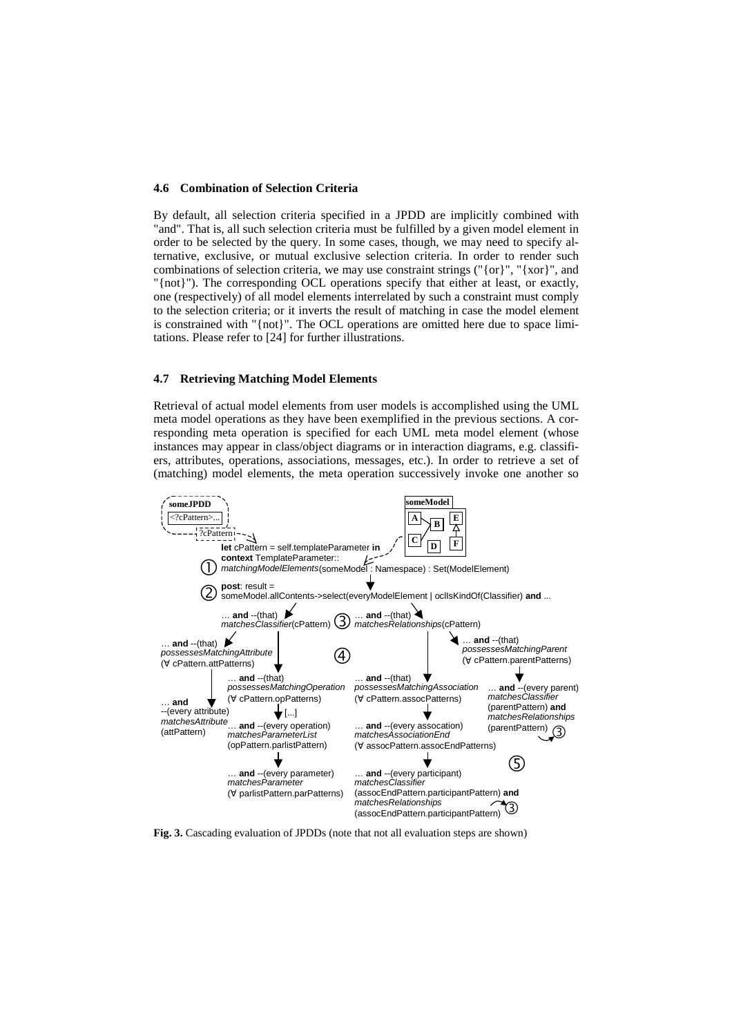### 4.6 Combination of Selection Criteria

By default, all selection criteria specified in a JPDD are implicitly combined with "and". That is, all such selection criteria must be fulfilled by a given model element in order to be selected by the query. In some cases, though, we may need to specify alternative, exclusive, or mutual exclusive selection criteria. In order to render such combinations of selection criteria, we may use constraint strings ("{or}", "{xor}", and "{not}"). The corresponding OCL operations specify that either at least, or exactly, one (respectively) of all model elements interrelated by such a constraint must comply to the selection criteria; or it inverts the result of matching in case the model element is constrained with "{not}". The OCL operations are omitted here due to space limitations. Please refer to [24] for further illustrations.

### 4.7 Retrieving Matching Model Elements

Retrieval of actual model elements from user models is accomplished using the UML meta model operations as they have been exemplified in the previous sections. A corresponding meta operation is specified for each UML meta model element (whose instances may appear in class/object diagrams or in interaction diagrams, e.g. classifiers, attributes, operations, associations, messages, etc.). In order to retrieve a set of (matching) model elements, the meta operation successively invoke one another so

```
someJPDD  <?cPattern>...   ?cPattern                          someModel [A B C D E F]

   let cPattern = self.templateParameter in
   context TemplateParameter::
①  matchingModelElements(someModel : Namespace) : Set(ModelElement)

②  post: result =
   someModel.allContents->select(everyModelElement | oclIsKindOf(Classifier) and ...

   ... and --(that)                 ③  ... and --(that)
   matchesClassifier(cPattern)         matchesRelationships(cPattern)

... and --(that)                  ④                    ... and --(that)
possessesMatchingAttribute                             possessesMatchingParent
(∀ cPattern.attPatterns)                               (∀ cPattern.parentPatterns)

                 ... and --(that)          ... and --(that)
... and          possessesMatchingOperation possessesMatchingAssociation   ... and --(every parent)
--(every attribute) (∀ cPattern.opPatterns) (∀ cPattern.assocPatterns)    matchesClassifier
matchesAttribute   [...]                                                  (parentPattern) and
(attPattern)     ... and --(every operation) ... and --(every assocation)  matchesRelationships
                 matchesParameterList      matchesAssociationEnd          (parentPattern) ③
                 (opPattern.parlistPattern) (∀ assocPattern.assocEndPatterns)
                                                                          ⑤
                 ... and --(every parameter) ... and --(every participant)
                 matchesParameter          matchesClassifier
                 (∀ parlistPattern.parPatterns) (assocEndPattern.participantPattern) and
                                           matchesRelationships
                                           (assocEndPattern.participantPattern) ③
```

**Fig. 3.** Cascading evaluation of JPDDs (note that not all evaluation steps are shown)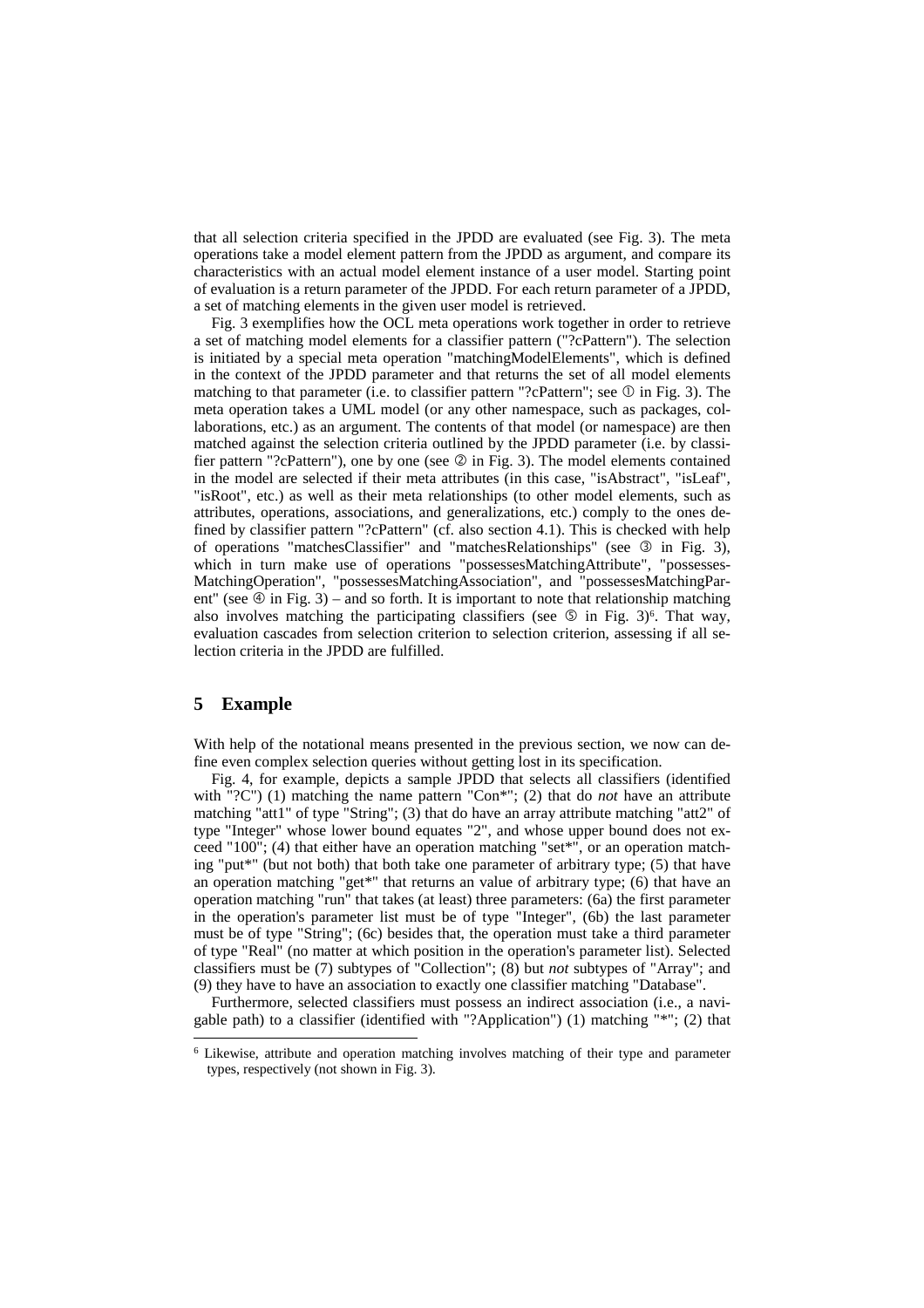that all selection criteria specified in the JPDD are evaluated (see Fig. 3). The meta operations take a model element pattern from the JPDD as argument, and compare its characteristics with an actual model element instance of a user model. Starting point of evaluation is a return parameter of the JPDD. For each return parameter of a JPDD, a set of matching elements in the given user model is retrieved.

Fig. 3 exemplifies how the OCL meta operations work together in order to retrieve a set of matching model elements for a classifier pattern ("?cPattern"). The selection is initiated by a special meta operation "matchingModelElements", which is defined in the context of the JPDD parameter and that returns the set of all model elements matching to that parameter (i.e. to classifier pattern "?cPattern"; see ① in Fig. 3). The meta operation takes a UML model (or any other namespace, such as packages, collaborations, etc.) as an argument. The contents of that model (or namespace) are then matched against the selection criteria outlined by the JPDD parameter (i.e. by classifier pattern "?cPattern"), one by one (see ② in Fig. 3). The model elements contained in the model are selected if their meta attributes (in this case, "isAbstract", "isLeaf", "isRoot", etc.) as well as their meta relationships (to other model elements, such as attributes, operations, associations, and generalizations, etc.) comply to the ones defined by classifier pattern "?cPattern" (cf. also section 4.1). This is checked with help of operations "matchesClassifier" and "matchesRelationships" (see ③ in Fig. 3), which in turn make use of operations "possessesMatchingAttribute", "possessesMatchingOperation", "possessesMatchingAssociation", and "possessesMatchingParent" (see ④ in Fig. 3) – and so forth. It is important to note that relationship matching also involves matching the participating classifiers (see ⑤ in Fig. 3)[6]. That way, evaluation cascades from selection criterion to selection criterion, assessing if all selection criteria in the JPDD are fulfilled.

## 5 Example

With help of the notational means presented in the previous section, we now can define even complex selection queries without getting lost in its specification.

Fig. 4, for example, depicts a sample JPDD that selects all classifiers (identified with "?C") (1) matching the name pattern "Con*"; (2) that do *not* have an attribute matching "att1" of type "String"; (3) that do have an array attribute matching "att2" of type "Integer" whose lower bound equates "2", and whose upper bound does not exceed "100"; (4) that either have an operation matching "set*", or an operation matching "put*" (but not both) that both take one parameter of arbitrary type; (5) that have an operation matching "get*" that returns an value of arbitrary type; (6) that have an operation matching "run" that takes (at least) three parameters: (6a) the first parameter in the operation's parameter list must be of type "Integer", (6b) the last parameter must be of type "String"; (6c) besides that, the operation must take a third parameter of type "Real" (no matter at which position in the operation's parameter list). Selected classifiers must be (7) subtypes of "Collection"; (8) but *not* subtypes of "Array"; and (9) they have to have an association to exactly one classifier matching "Database".

Furthermore, selected classifiers must possess an indirect association (i.e., a navigable path) to a classifier (identified with "?Application") (1) matching "*"; (2) that

---

[6] Likewise, attribute and operation matching involves matching of their type and parameter types, respectively (not shown in Fig. 3).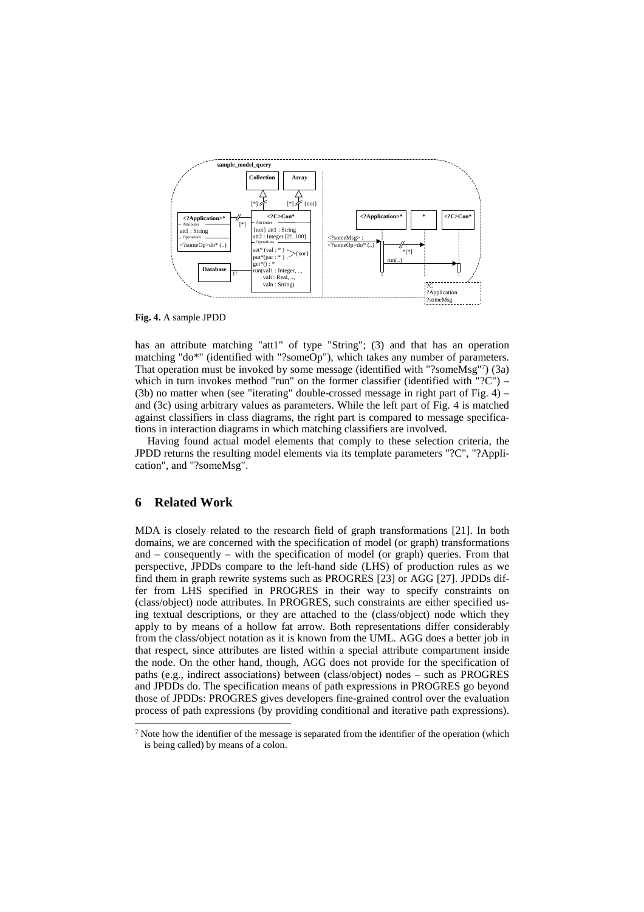**Fig. 4.** A sample JPDD

has an attribute matching "att1" of type "String"; (3) and that has an operation matching "do*" (identified with "?someOp"), which takes any number of parameters. That operation must be invoked by some message (identified with "?someMsg"[7]) (3a) which in turn invokes method "run" on the former classifier (identified with "?C") – (3b) no matter when (see "iterating" double-crossed message in right part of Fig. 4) – and (3c) using arbitrary values as parameters. While the left part of Fig. 4 is matched against classifiers in class diagrams, the right part is compared to message specifications in interaction diagrams in which matching classifiers are involved.

Having found actual model elements that comply to these selection criteria, the JPDD returns the resulting model elements via its template parameters "?C", "?Application", and "?someMsg".

## 6 Related Work

MDA is closely related to the research field of graph transformations [21]. In both domains, we are concerned with the specification of model (or graph) transformations and – consequently – with the specification of model (or graph) queries. From that perspective, JPDDs compare to the left-hand side (LHS) of production rules as we find them in graph rewrite systems such as PROGRES [23] or AGG [27]. JPDDs differ from LHS specified in PROGRES in their way to specify constraints on (class/object) node attributes. In PROGRES, such constraints are either specified using textual descriptions, or they are attached to the (class/object) node which they apply to by means of a hollow fat arrow. Both representations differ considerably from the class/object notation as it is known from the UML. AGG does a better job in that respect, since attributes are listed within a special attribute compartment inside the node. On the other hand, though, AGG does not provide for the specification of paths (e.g., indirect associations) between (class/object) nodes – such as PROGRES and JPDDs do. The specification means of path expressions in PROGRES go beyond those of JPDDs: PROGRES gives developers fine-grained control over the evaluation process of path expressions (by providing conditional and iterative path expressions).

[7] Note how the identifier of the message is separated from the identifier of the operation (which is being called) by means of a colon.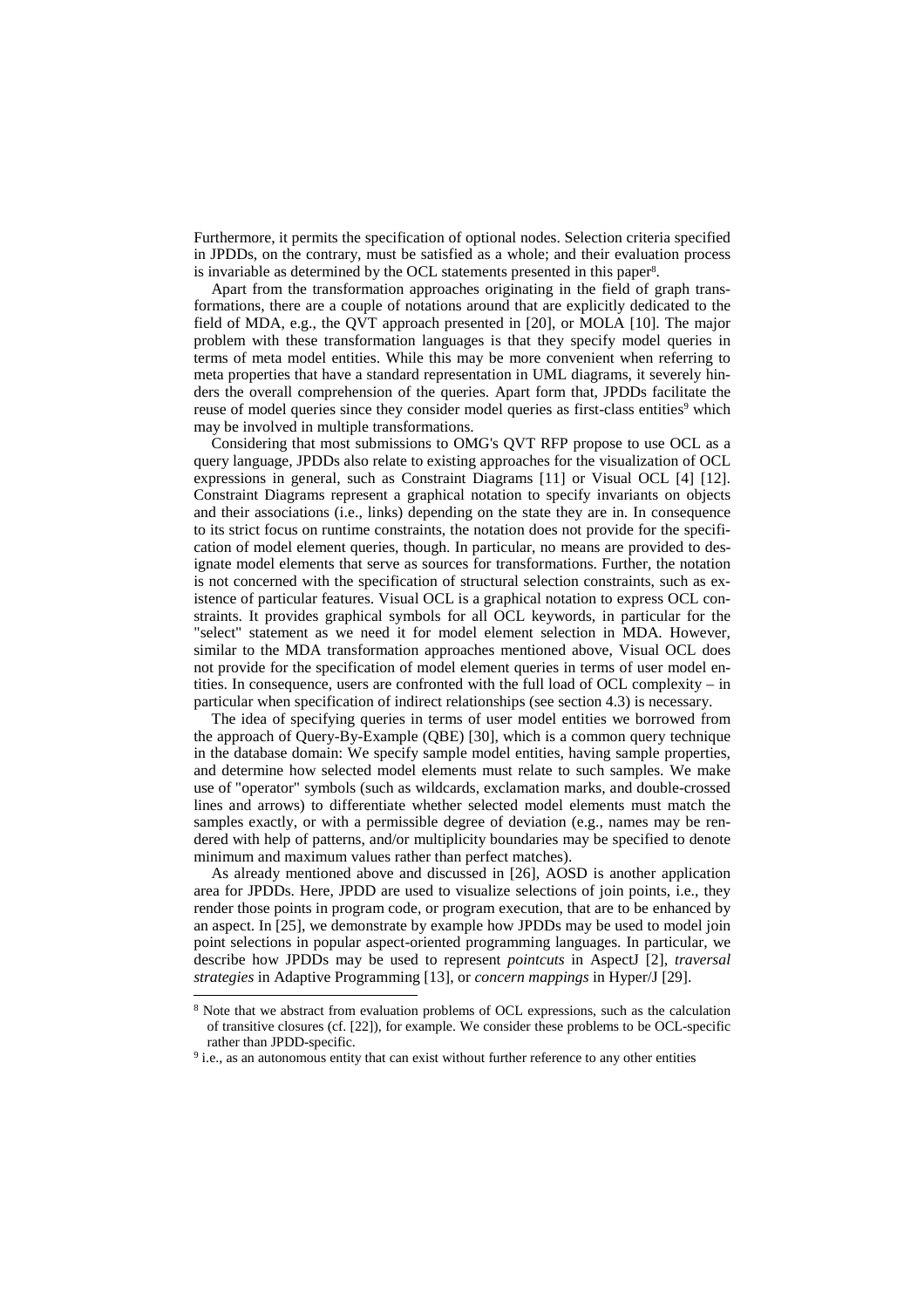Furthermore, it permits the specification of optional nodes. Selection criteria specified in JPDDs, on the contrary, must be satisfied as a whole; and their evaluation process is invariable as determined by the OCL statements presented in this paper[8].

Apart from the transformation approaches originating in the field of graph transformations, there are a couple of notations around that are explicitly dedicated to the field of MDA, e.g., the QVT approach presented in [20], or MOLA [10]. The major problem with these transformation languages is that they specify model queries in terms of meta model entities. While this may be more convenient when referring to meta properties that have a standard representation in UML diagrams, it severely hinders the overall comprehension of the queries. Apart form that, JPDDs facilitate the reuse of model queries since they consider model queries as first-class entities[9] which may be involved in multiple transformations.

Considering that most submissions to OMG's QVT RFP propose to use OCL as a query language, JPDDs also relate to existing approaches for the visualization of OCL expressions in general, such as Constraint Diagrams [11] or Visual OCL [4] [12]. Constraint Diagrams represent a graphical notation to specify invariants on objects and their associations (i.e., links) depending on the state they are in. In consequence to its strict focus on runtime constraints, the notation does not provide for the specification of model element queries, though. In particular, no means are provided to designate model elements that serve as sources for transformations. Further, the notation is not concerned with the specification of structural selection constraints, such as existence of particular features. Visual OCL is a graphical notation to express OCL constraints. It provides graphical symbols for all OCL keywords, in particular for the "select" statement as we need it for model element selection in MDA. However, similar to the MDA transformation approaches mentioned above, Visual OCL does not provide for the specification of model element queries in terms of user model entities. In consequence, users are confronted with the full load of OCL complexity – in particular when specification of indirect relationships (see section 4.3) is necessary.

The idea of specifying queries in terms of user model entities we borrowed from the approach of Query-By-Example (QBE) [30], which is a common query technique in the database domain: We specify sample model entities, having sample properties, and determine how selected model elements must relate to such samples. We make use of "operator" symbols (such as wildcards, exclamation marks, and double-crossed lines and arrows) to differentiate whether selected model elements must match the samples exactly, or with a permissible degree of deviation (e.g., names may be rendered with help of patterns, and/or multiplicity boundaries may be specified to denote minimum and maximum values rather than perfect matches).

As already mentioned above and discussed in [26], AOSD is another application area for JPDDs. Here, JPDD are used to visualize selections of join points, i.e., they render those points in program code, or program execution, that are to be enhanced by an aspect. In [25], we demonstrate by example how JPDDs may be used to model join point selections in popular aspect-oriented programming languages. In particular, we describe how JPDDs may be used to represent *pointcuts* in AspectJ [2], *traversal strategies* in Adaptive Programming [13], or *concern mappings* in Hyper/J [29].

---

[8] Note that we abstract from evaluation problems of OCL expressions, such as the calculation of transitive closures (cf. [22]), for example. We consider these problems to be OCL-specific rather than JPDD-specific.

[9] i.e., as an autonomous entity that can exist without further reference to any other entities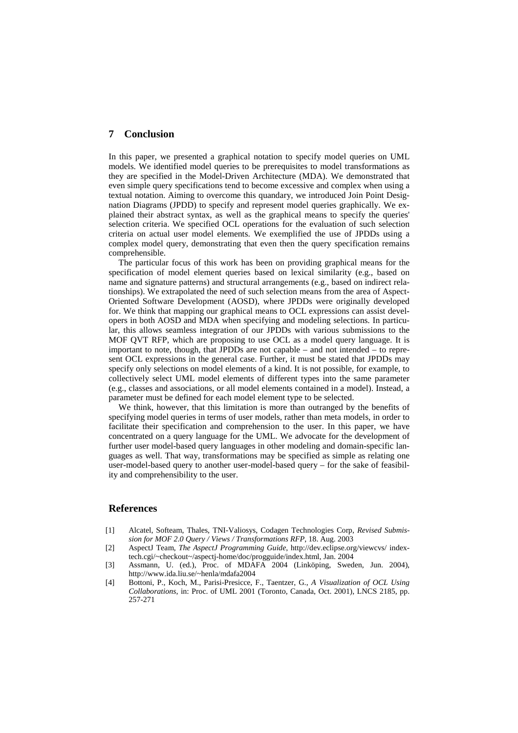## 7 Conclusion

In this paper, we presented a graphical notation to specify model queries on UML models. We identified model queries to be prerequisites to model transformations as they are specified in the Model-Driven Architecture (MDA). We demonstrated that even simple query specifications tend to become excessive and complex when using a textual notation. Aiming to overcome this quandary, we introduced Join Point Designation Diagrams (JPDD) to specify and represent model queries graphically. We explained their abstract syntax, as well as the graphical means to specify the queries' selection criteria. We specified OCL operations for the evaluation of such selection criteria on actual user model elements. We exemplified the use of JPDDs using a complex model query, demonstrating that even then the query specification remains comprehensible.

The particular focus of this work has been on providing graphical means for the specification of model element queries based on lexical similarity (e.g., based on name and signature patterns) and structural arrangements (e.g., based on indirect relationships). We extrapolated the need of such selection means from the area of Aspect-Oriented Software Development (AOSD), where JPDDs were originally developed for. We think that mapping our graphical means to OCL expressions can assist developers in both AOSD and MDA when specifying and modeling selections. In particular, this allows seamless integration of our JPDDs with various submissions to the MOF QVT RFP, which are proposing to use OCL as a model query language. It is important to note, though, that JPDDs are not capable – and not intended – to represent OCL expressions in the general case. Further, it must be stated that JPDDs may specify only selections on model elements of a kind. It is not possible, for example, to collectively select UML model elements of different types into the same parameter (e.g., classes and associations, or all model elements contained in a model). Instead, a parameter must be defined for each model element type to be selected.

We think, however, that this limitation is more than outranged by the benefits of specifying model queries in terms of user models, rather than meta models, in order to facilitate their specification and comprehension to the user. In this paper, we have concentrated on a query language for the UML. We advocate for the development of further user model-based query languages in other modeling and domain-specific languages as well. That way, transformations may be specified as simple as relating one user-model-based query to another user-model-based query – for the sake of feasibility and comprehensibility to the user.

## References

[1] Alcatel, Softeam, Thales, TNI-Valiosys, Codagen Technologies Corp, *Revised Submission for MOF 2.0 Query / Views / Transformations RFP*, 18. Aug. 2003

[2] AspectJ Team, *The AspectJ Programming Guide*, http://dev.eclipse.org/viewcvs/ indextech.cgi/~checkout~/aspectj-home/doc/progguide/index.html, Jan. 2004

[3] Assmann, U. (ed.), Proc. of MDAFA 2004 (Linköping, Sweden, Jun. 2004), http://www.ida.liu.se/~henla/mdafa2004

[4] Bottoni, P., Koch, M., Parisi-Presicce, F., Taentzer, G., *A Visualization of OCL Using Collaborations*, in: Proc. of UML 2001 (Toronto, Canada, Oct. 2001), LNCS 2185, pp. 257-271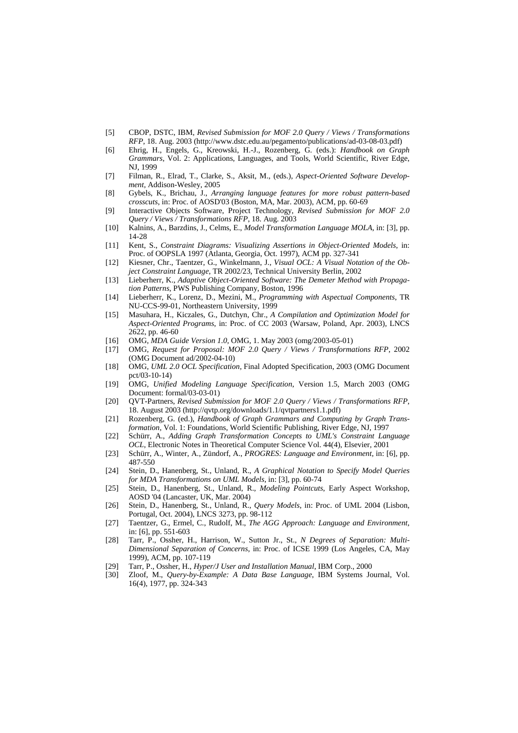[5] CBOP, DSTC, IBM, *Revised Submission for MOF 2.0 Query / Views / Transformations RFP*, 18. Aug. 2003 (http://www.dstc.edu.au/pegamento/publications/ad-03-08-03.pdf)

[6] Ehrig, H., Engels, G., Kreowski, H.-J., Rozenberg, G. (eds.): *Handbook on Graph Grammars*, Vol. 2: Applications, Languages, and Tools, World Scientific, River Edge, NJ, 1999

[7] Filman, R., Elrad, T., Clarke, S., Aksit, M., (eds.), *Aspect-Oriented Software Development*, Addison-Wesley, 2005

[8] Gybels, K., Brichau, J., *Arranging language features for more robust pattern-based crosscuts*, in: Proc. of AOSD'03 (Boston, MA, Mar. 2003), ACM, pp. 60-69

[9] Interactive Objects Software, Project Technology, *Revised Submission for MOF 2.0 Query / Views / Transformations RFP*, 18. Aug. 2003

[10] Kalnins, A., Barzdins, J., Celms, E., *Model Transformation Language MOLA*, in: [3], pp. 14-28

[11] Kent, S., *Constraint Diagrams: Visualizing Assertions in Object-Oriented Models*, in: Proc. of OOPSLA 1997 (Atlanta, Georgia, Oct. 1997), ACM pp. 327-341

[12] Kiesner, Chr., Taentzer, G., Winkelmann, J., *Visual OCL: A Visual Notation of the Object Constraint Language*, TR 2002/23, Technical University Berlin, 2002

[13] Lieberherr, K., *Adaptive Object-Oriented Software: The Demeter Method with Propagation Patterns*, PWS Publishing Company, Boston, 1996

[14] Lieberherr, K., Lorenz, D., Mezini, M., *Programming with Aspectual Components*, TR NU-CCS-99-01, Northeastern University, 1999

[15] Masuhara, H., Kiczales, G., Dutchyn, Chr., *A Compilation and Optimization Model for Aspect-Oriented Programs*, in: Proc. of CC 2003 (Warsaw, Poland, Apr. 2003), LNCS 2622, pp. 46-60

[16] OMG, *MDA Guide Version 1.0*, OMG, 1. May 2003 (omg/2003-05-01)

[17] OMG, *Request for Proposal: MOF 2.0 Query / Views / Transformations RFP*, 2002 (OMG Document ad/2002-04-10)

[18] OMG, *UML 2.0 OCL Specification*, Final Adopted Specification, 2003 (OMG Document pct/03-10-14)

[19] OMG, *Unified Modeling Language Specification*, Version 1.5, March 2003 (OMG Document: formal/03-03-01)

[20] QVT-Partners, *Revised Submission for MOF 2.0 Query / Views / Transformations RFP*, 18. August 2003 (http://qvtp.org/downloads/1.1/qvtpartners1.1.pdf)

[21] Rozenberg, G. (ed.), *Handbook of Graph Grammars and Computing by Graph Transformation*, Vol. 1: Foundations, World Scientific Publishing, River Edge, NJ, 1997

[22] Schürr, A., *Adding Graph Transformation Concepts to UML's Constraint Language OCL*, Electronic Notes in Theoretical Computer Science Vol. 44(4), Elsevier, 2001

[23] Schürr, A., Winter, A., Zündorf, A., *PROGRES: Language and Environment*, in: [6], pp. 487-550

[24] Stein, D., Hanenberg, St., Unland, R., *A Graphical Notation to Specify Model Queries for MDA Transformations on UML Models*, in: [3], pp. 60-74

[25] Stein, D., Hanenberg, St., Unland, R., *Modeling Pointcuts*, Early Aspect Workshop, AOSD '04 (Lancaster, UK, Mar. 2004)

[26] Stein, D., Hanenberg, St., Unland, R., *Query Models*, in: Proc. of UML 2004 (Lisbon, Portugal, Oct. 2004), LNCS 3273, pp. 98-112

[27] Taentzer, G., Ermel, C., Rudolf, M., *The AGG Approach: Language and Environment*, in: [6], pp. 551-603

[28] Tarr, P., Ossher, H., Harrison, W., Sutton Jr., St., *N Degrees of Separation: Multi-Dimensional Separation of Concerns*, in: Proc. of ICSE 1999 (Los Angeles, CA, May 1999), ACM, pp. 107-119

[29] Tarr, P., Ossher, H., *Hyper/J User and Installation Manual*, IBM Corp., 2000

[30] Zloof, M., *Query-by-Example: A Data Base Language*, IBM Systems Journal, Vol. 16(4), 1977, pp. 324-343